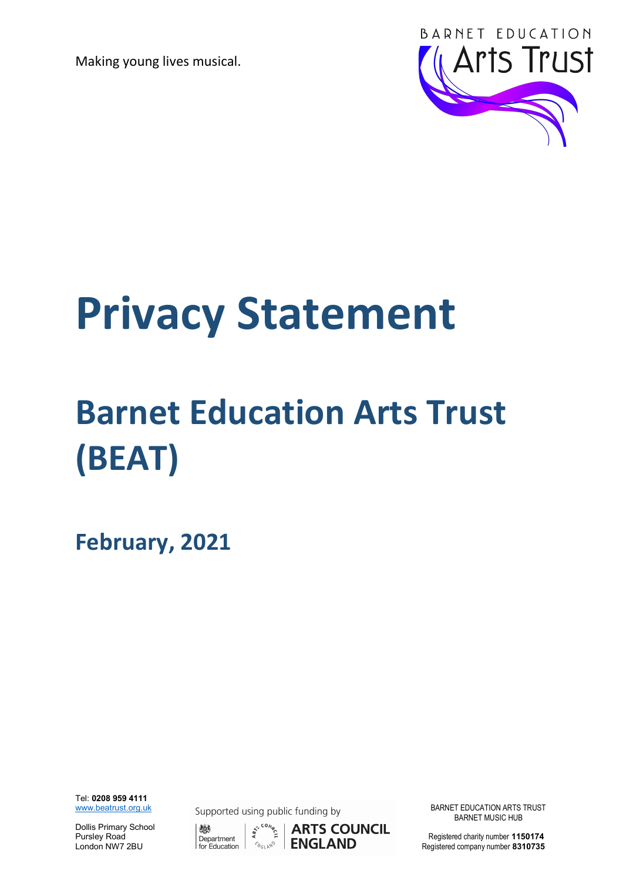Making young lives musical.

BARNET EDUCATION Arts Trust

# Privacy Statement

## Barnet Education Arts Trust (BEAT)

### February, 2021

Tel: **0208 959 4111**
www.beatrust.org.uk

Dollis Primary School
Pursley Road
London NW7 2BU

Supported using public funding by

Department for Education

ARTS COUNCIL ENGLAND

BARNET EDUCATION ARTS TRUST
BARNET MUSIC HUB

Registered charity number **1150174**
Registered company number **8310735**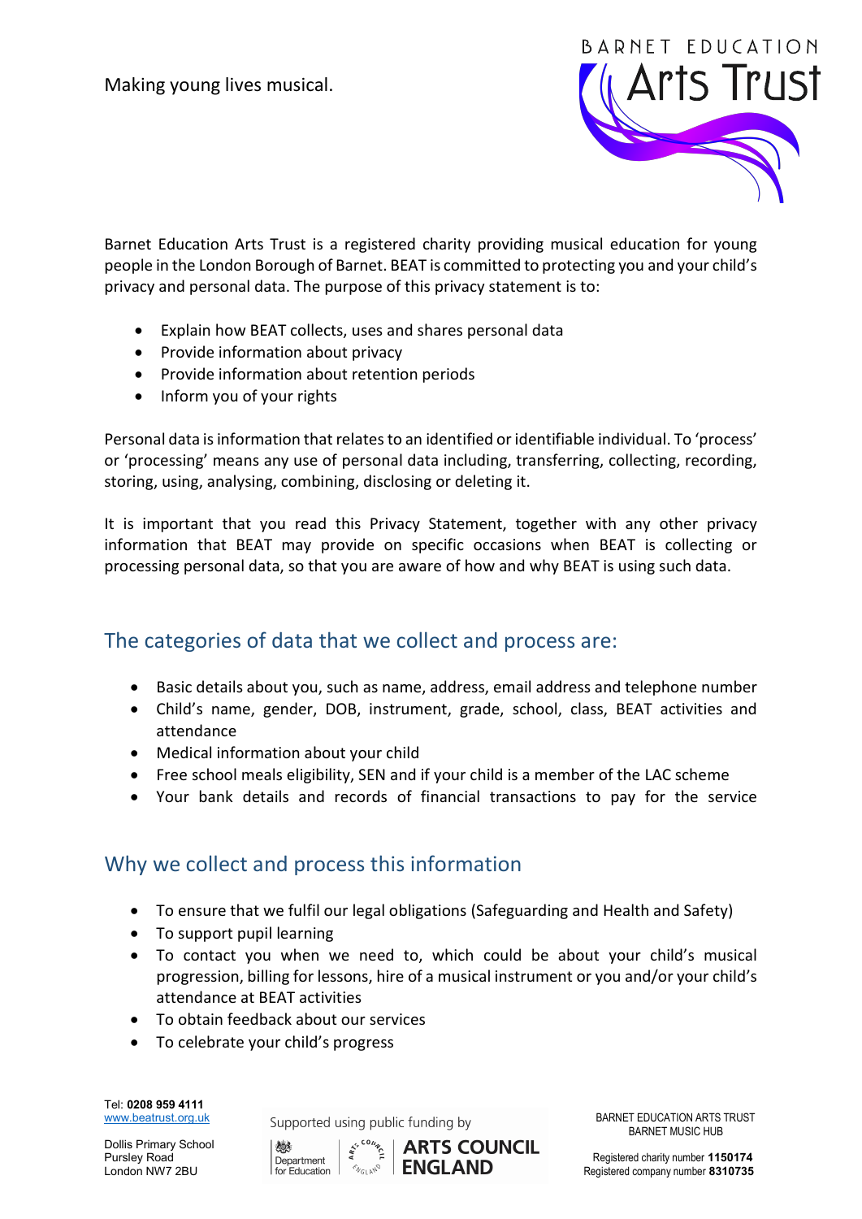Making young lives musical.

Barnet Education Arts Trust is a registered charity providing musical education for young people in the London Borough of Barnet. BEAT is committed to protecting you and your child's privacy and personal data. The purpose of this privacy statement is to:

- Explain how BEAT collects, uses and shares personal data
- Provide information about privacy
- Provide information about retention periods
- Inform you of your rights

Personal data is information that relates to an identified or identifiable individual. To 'process' or 'processing' means any use of personal data including, transferring, collecting, recording, storing, using, analysing, combining, disclosing or deleting it.

It is important that you read this Privacy Statement, together with any other privacy information that BEAT may provide on specific occasions when BEAT is collecting or processing personal data, so that you are aware of how and why BEAT is using such data.

## The categories of data that we collect and process are:

- Basic details about you, such as name, address, email address and telephone number
- Child's name, gender, DOB, instrument, grade, school, class, BEAT activities and attendance
- Medical information about your child
- Free school meals eligibility, SEN and if your child is a member of the LAC scheme
- Your bank details and records of financial transactions to pay for the service

## Why we collect and process this information

- To ensure that we fulfil our legal obligations (Safeguarding and Health and Safety)
- To support pupil learning
- To contact you when we need to, which could be about your child's musical progression, billing for lessons, hire of a musical instrument or you and/or your child's attendance at BEAT activities
- To obtain feedback about our services
- To celebrate your child's progress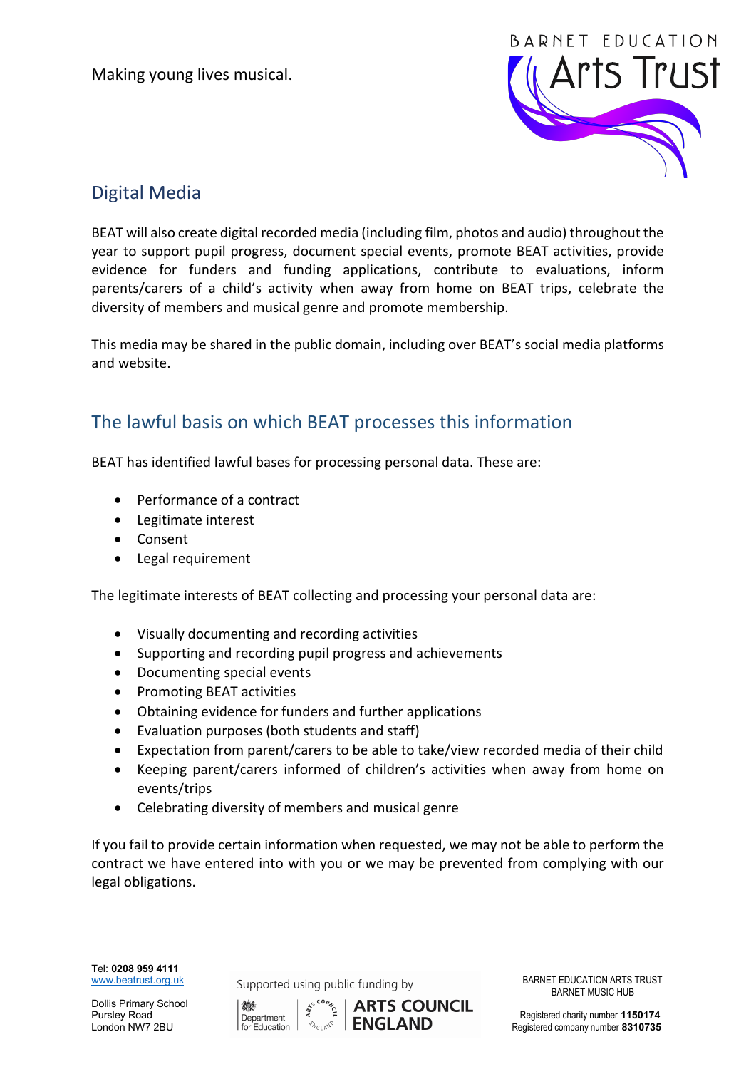Making young lives musical.

## Digital Media

BEAT will also create digital recorded media (including film, photos and audio) throughout the year to support pupil progress, document special events, promote BEAT activities, provide evidence for funders and funding applications, contribute to evaluations, inform parents/carers of a child's activity when away from home on BEAT trips, celebrate the diversity of members and musical genre and promote membership.

This media may be shared in the public domain, including over BEAT's social media platforms and website.

## The lawful basis on which BEAT processes this information

BEAT has identified lawful bases for processing personal data. These are:

- Performance of a contract
- Legitimate interest
- Consent
- Legal requirement

The legitimate interests of BEAT collecting and processing your personal data are:

- Visually documenting and recording activities
- Supporting and recording pupil progress and achievements
- Documenting special events
- Promoting BEAT activities
- Obtaining evidence for funders and further applications
- Evaluation purposes (both students and staff)
- Expectation from parent/carers to be able to take/view recorded media of their child
- Keeping parent/carers informed of children's activities when away from home on events/trips
- Celebrating diversity of members and musical genre

If you fail to provide certain information when requested, we may not be able to perform the contract we have entered into with you or we may be prevented from complying with our legal obligations.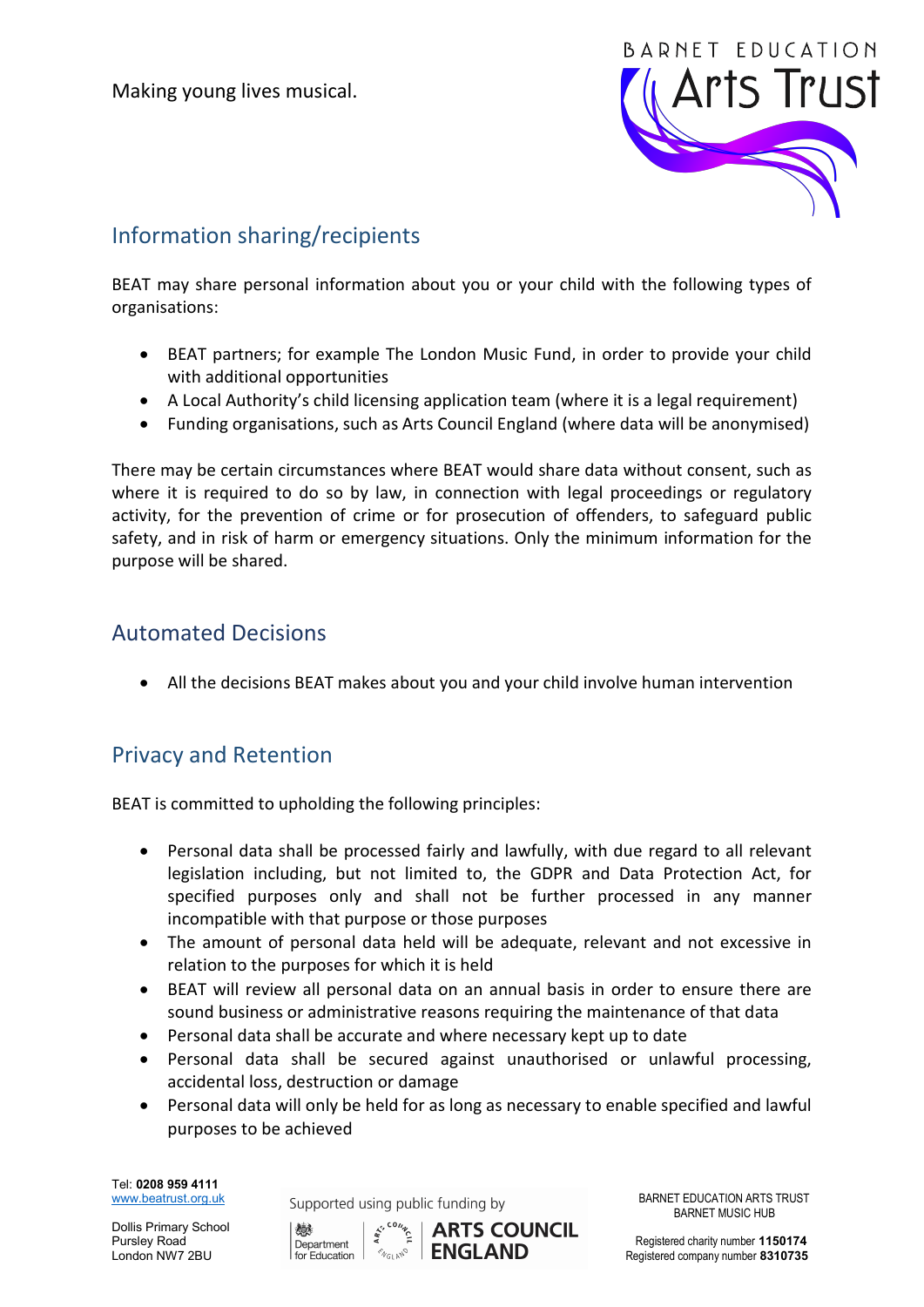## Information sharing/recipients

BEAT may share personal information about you or your child with the following types of organisations:

- BEAT partners; for example The London Music Fund, in order to provide your child with additional opportunities
- A Local Authority's child licensing application team (where it is a legal requirement)
- Funding organisations, such as Arts Council England (where data will be anonymised)

There may be certain circumstances where BEAT would share data without consent, such as where it is required to do so by law, in connection with legal proceedings or regulatory activity, for the prevention of crime or for prosecution of offenders, to safeguard public safety, and in risk of harm or emergency situations. Only the minimum information for the purpose will be shared.

## Automated Decisions

- All the decisions BEAT makes about you and your child involve human intervention

## Privacy and Retention

BEAT is committed to upholding the following principles:

- Personal data shall be processed fairly and lawfully, with due regard to all relevant legislation including, but not limited to, the GDPR and Data Protection Act, for specified purposes only and shall not be further processed in any manner incompatible with that purpose or those purposes
- The amount of personal data held will be adequate, relevant and not excessive in relation to the purposes for which it is held
- BEAT will review all personal data on an annual basis in order to ensure there are sound business or administrative reasons requiring the maintenance of that data
- Personal data shall be accurate and where necessary kept up to date
- Personal data shall be secured against unauthorised or unlawful processing, accidental loss, destruction or damage
- Personal data will only be held for as long as necessary to enable specified and lawful purposes to be achieved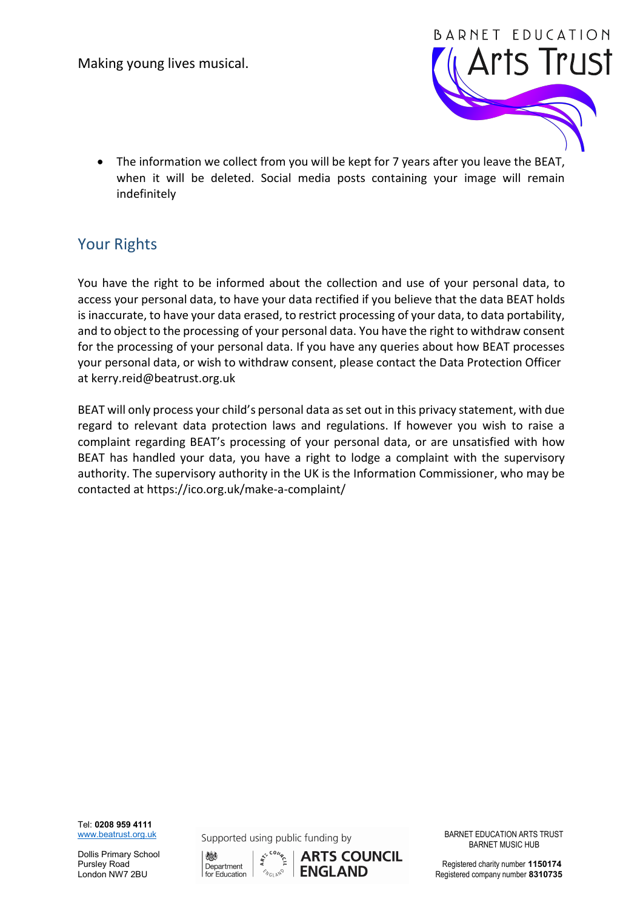- The information we collect from you will be kept for 7 years after you leave the BEAT, when it will be deleted. Social media posts containing your image will remain indefinitely

## Your Rights

You have the right to be informed about the collection and use of your personal data, to access your personal data, to have your data rectified if you believe that the data BEAT holds is inaccurate, to have your data erased, to restrict processing of your data, to data portability, and to object to the processing of your personal data. You have the right to withdraw consent for the processing of your personal data. If you have any queries about how BEAT processes your personal data, or wish to withdraw consent, please contact the Data Protection Officer at kerry.reid@beatrust.org.uk

BEAT will only process your child's personal data as set out in this privacy statement, with due regard to relevant data protection laws and regulations. If however you wish to raise a complaint regarding BEAT's processing of your personal data, or are unsatisfied with how BEAT has handled your data, you have a right to lodge a complaint with the supervisory authority. The supervisory authority in the UK is the Information Commissioner, who may be contacted at https://ico.org.uk/make-a-complaint/